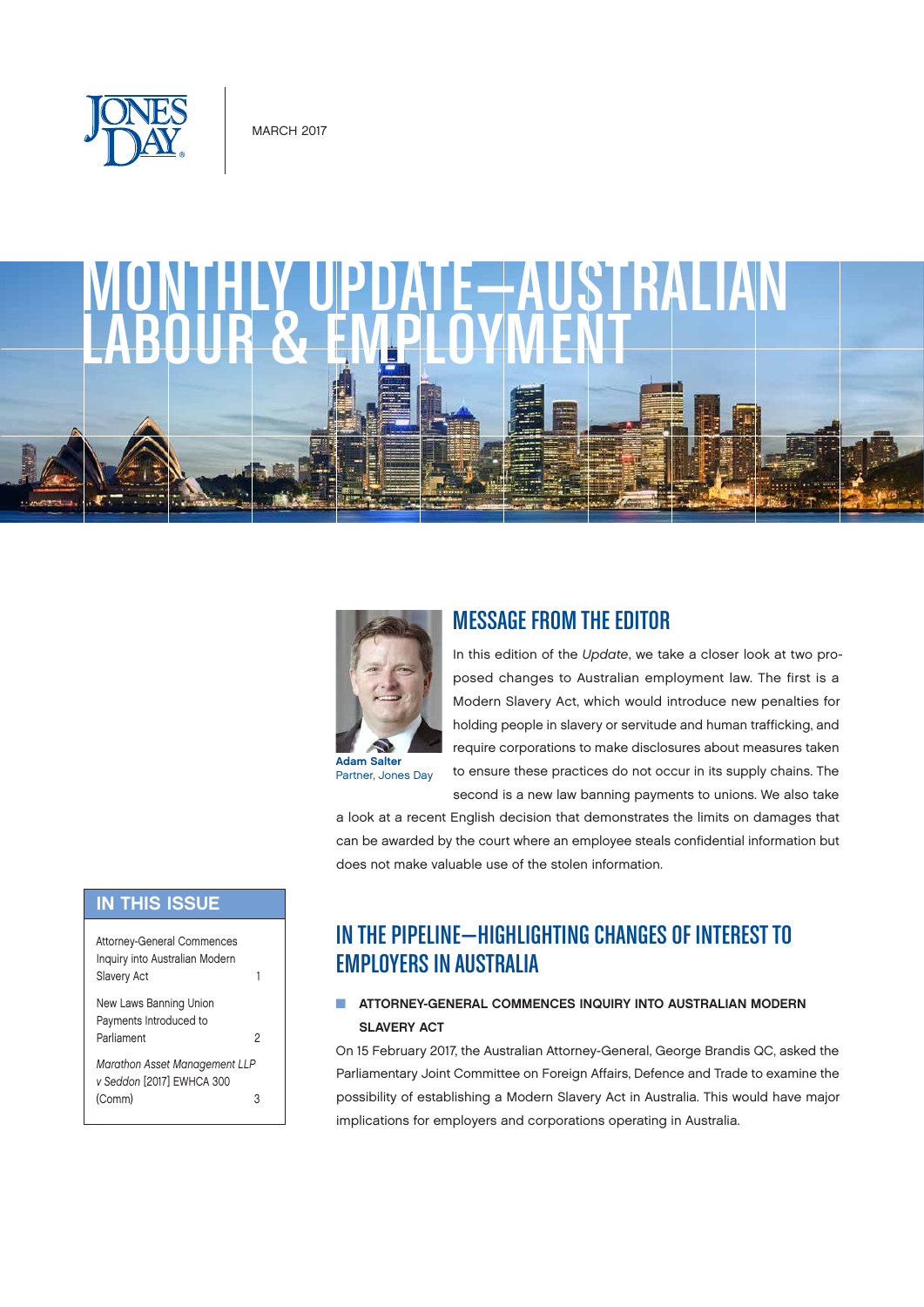JONES DAY

MARCH 2017

# MONTHLY UPDATE—AUSTRALIAN LABOUR & EMPLOYMENT

## MESSAGE FROM THE EDITOR

**Adam Salter**
Partner, Jones Day

In this edition of the *Update*, we take a closer look at two proposed changes to Australian employment law. The first is a Modern Slavery Act, which would introduce new penalties for holding people in slavery or servitude and human trafficking, and require corporations to make disclosures about measures taken to ensure these practices do not occur in its supply chains. The second is a new law banning payments to unions. We also take a look at a recent English decision that demonstrates the limits on damages that can be awarded by the court where an employee steals confidential information but does not make valuable use of the stolen information.

### IN THIS ISSUE

| | |
|---|---|
| Attorney-General Commences Inquiry into Australian Modern Slavery Act | 1 |
| New Laws Banning Union Payments Introduced to Parliament | 2 |
| *Marathon Asset Management LLP v Seddon* [2017] EWHCA 300 (Comm) | 3 |

## IN THE PIPELINE—HIGHLIGHTING CHANGES OF INTEREST TO EMPLOYERS IN AUSTRALIA

### ATTORNEY-GENERAL COMMENCES INQUIRY INTO AUSTRALIAN MODERN SLAVERY ACT

On 15 February 2017, the Australian Attorney-General, George Brandis QC, asked the Parliamentary Joint Committee on Foreign Affairs, Defence and Trade to examine the possibility of establishing a Modern Slavery Act in Australia. This would have major implications for employers and corporations operating in Australia.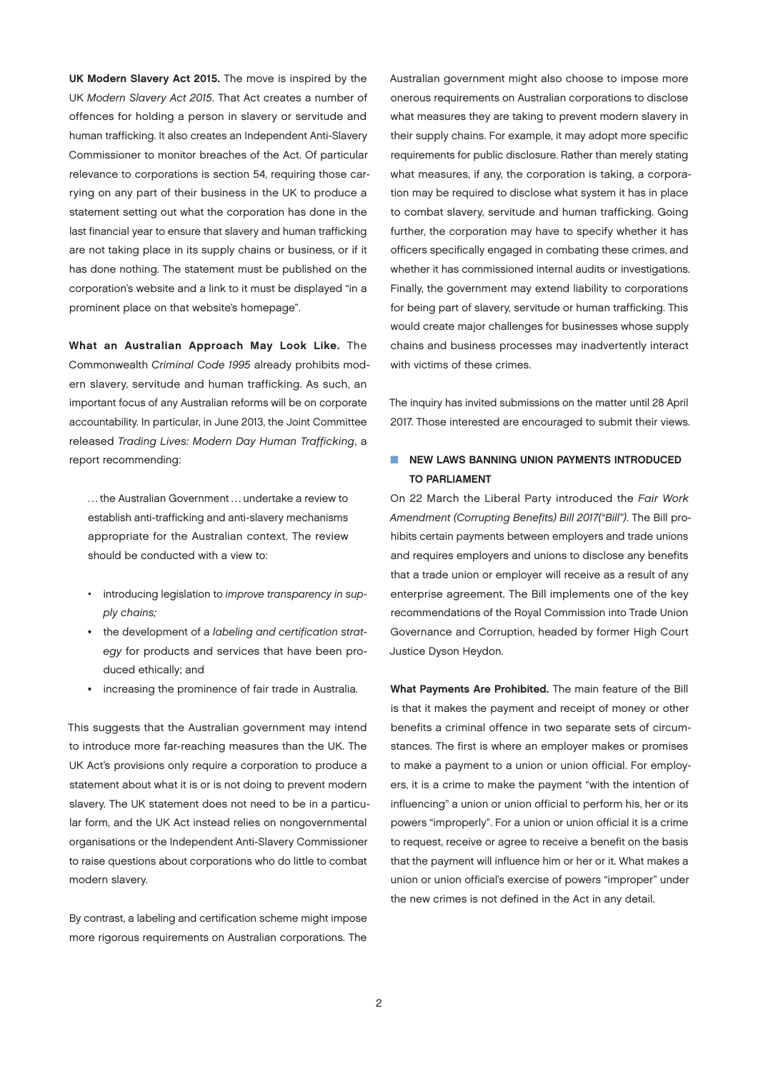**UK Modern Slavery Act 2015.** The move is inspired by the UK *Modern Slavery Act 2015*. That Act creates a number of offences for holding a person in slavery or servitude and human trafficking. It also creates an Independent Anti-Slavery Commissioner to monitor breaches of the Act. Of particular relevance to corporations is section 54, requiring those carrying on any part of their business in the UK to produce a statement setting out what the corporation has done in the last financial year to ensure that slavery and human trafficking are not taking place in its supply chains or business, or if it has done nothing. The statement must be published on the corporation's website and a link to it must be displayed "in a prominent place on that website's homepage".

**What an Australian Approach May Look Like.** The Commonwealth *Criminal Code 1995* already prohibits modern slavery, servitude and human trafficking. As such, an important focus of any Australian reforms will be on corporate accountability. In particular, in June 2013, the Joint Committee released *Trading Lives: Modern Day Human Trafficking*, a report recommending:

> ... the Australian Government ... undertake a review to establish anti-trafficking and anti-slavery mechanisms appropriate for the Australian context. The review should be conducted with a view to:
>
> - introducing legislation to *improve transparency in supply chains;*
> - the development of a *labeling and certification strategy* for products and services that have been produced ethically; and
> - increasing the prominence of fair trade in Australia.

This suggests that the Australian government may intend to introduce more far-reaching measures than the UK. The UK Act's provisions only require a corporation to produce a statement about what it is or is not doing to prevent modern slavery. The UK statement does not need to be in a particular form, and the UK Act instead relies on nongovernmental organisations or the Independent Anti-Slavery Commissioner to raise questions about corporations who do little to combat modern slavery.

By contrast, a labeling and certification scheme might impose more rigorous requirements on Australian corporations. The Australian government might also choose to impose more onerous requirements on Australian corporations to disclose what measures they are taking to prevent modern slavery in their supply chains. For example, it may adopt more specific requirements for public disclosure. Rather than merely stating what measures, if any, the corporation is taking, a corporation may be required to disclose what system it has in place to combat slavery, servitude and human trafficking. Going further, the corporation may have to specify whether it has officers specifically engaged in combating these crimes, and whether it has commissioned internal audits or investigations. Finally, the government may extend liability to corporations for being part of slavery, servitude or human trafficking. This would create major challenges for businesses whose supply chains and business processes may inadvertently interact with victims of these crimes.

The inquiry has invited submissions on the matter until 28 April 2017. Those interested are encouraged to submit their views.

## NEW LAWS BANNING UNION PAYMENTS INTRODUCED TO PARLIAMENT

On 22 March the Liberal Party introduced the *Fair Work Amendment (Corrupting Benefits) Bill 2017("Bill")*. The Bill prohibits certain payments between employers and trade unions and requires employers and unions to disclose any benefits that a trade union or employer will receive as a result of any enterprise agreement. The Bill implements one of the key recommendations of the Royal Commission into Trade Union Governance and Corruption, headed by former High Court Justice Dyson Heydon.

**What Payments Are Prohibited.** The main feature of the Bill is that it makes the payment and receipt of money or other benefits a criminal offence in two separate sets of circumstances. The first is where an employer makes or promises to make a payment to a union or union official. For employers, it is a crime to make the payment "with the intention of influencing" a union or union official to perform his, her or its powers "improperly". For a union or union official it is a crime to request, receive or agree to receive a benefit on the basis that the payment will influence him or her or it. What makes a union or union official's exercise of powers "improper" under the new crimes is not defined in the Act in any detail.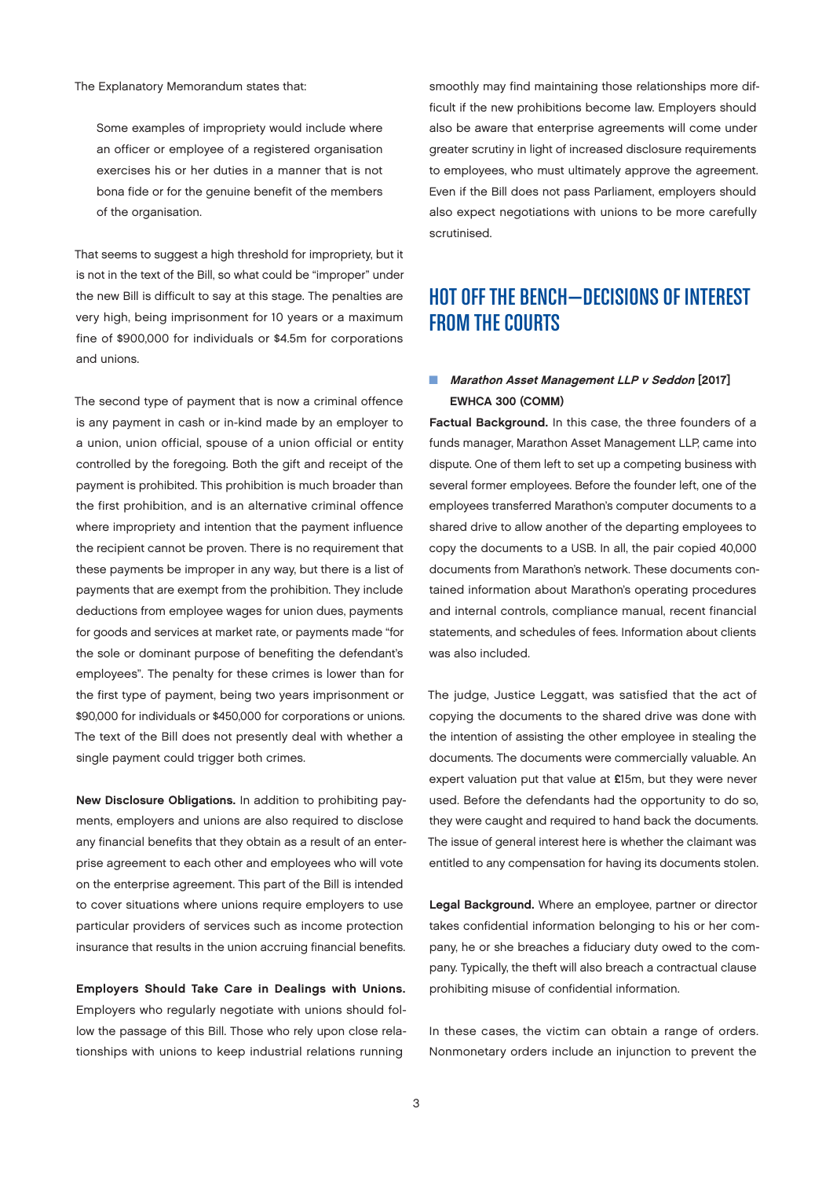The Explanatory Memorandum states that:

> Some examples of impropriety would include where an officer or employee of a registered organisation exercises his or her duties in a manner that is not bona fide or for the genuine benefit of the members of the organisation.

That seems to suggest a high threshold for impropriety, but it is not in the text of the Bill, so what could be "improper" under the new Bill is difficult to say at this stage. The penalties are very high, being imprisonment for 10 years or a maximum fine of $900,000 for individuals or $4.5m for corporations and unions.

The second type of payment that is now a criminal offence is any payment in cash or in-kind made by an employer to a union, union official, spouse of a union official or entity controlled by the foregoing. Both the gift and receipt of the payment is prohibited. This prohibition is much broader than the first prohibition, and is an alternative criminal offence where impropriety and intention that the payment influence the recipient cannot be proven. There is no requirement that these payments be improper in any way, but there is a list of payments that are exempt from the prohibition. They include deductions from employee wages for union dues, payments for goods and services at market rate, or payments made "for the sole or dominant purpose of benefiting the defendant's employees". The penalty for these crimes is lower than for the first type of payment, being two years imprisonment or $90,000 for individuals or $450,000 for corporations or unions. The text of the Bill does not presently deal with whether a single payment could trigger both crimes.

**New Disclosure Obligations.** In addition to prohibiting payments, employers and unions are also required to disclose any financial benefits that they obtain as a result of an enterprise agreement to each other and employees who will vote on the enterprise agreement. This part of the Bill is intended to cover situations where unions require employers to use particular providers of services such as income protection insurance that results in the union accruing financial benefits.

**Employers Should Take Care in Dealings with Unions.** Employers who regularly negotiate with unions should follow the passage of this Bill. Those who rely upon close relationships with unions to keep industrial relations running smoothly may find maintaining those relationships more difficult if the new prohibitions become law. Employers should also be aware that enterprise agreements will come under greater scrutiny in light of increased disclosure requirements to employees, who must ultimately approve the agreement. Even if the Bill does not pass Parliament, employers should also expect negotiations with unions to be more carefully scrutinised.

## HOT OFF THE BENCH—DECISIONS OF INTEREST FROM THE COURTS

### *Marathon Asset Management LLP v Seddon* [2017] EWHCA 300 (COMM)

**Factual Background.** In this case, the three founders of a funds manager, Marathon Asset Management LLP, came into dispute. One of them left to set up a competing business with several former employees. Before the founder left, one of the employees transferred Marathon's computer documents to a shared drive to allow another of the departing employees to copy the documents to a USB. In all, the pair copied 40,000 documents from Marathon's network. These documents contained information about Marathon's operating procedures and internal controls, compliance manual, recent financial statements, and schedules of fees. Information about clients was also included.

The judge, Justice Leggatt, was satisfied that the act of copying the documents to the shared drive was done with the intention of assisting the other employee in stealing the documents. The documents were commercially valuable. An expert valuation put that value at £15m, but they were never used. Before the defendants had the opportunity to do so, they were caught and required to hand back the documents. The issue of general interest here is whether the claimant was entitled to any compensation for having its documents stolen.

**Legal Background.** Where an employee, partner or director takes confidential information belonging to his or her company, he or she breaches a fiduciary duty owed to the company. Typically, the theft will also breach a contractual clause prohibiting misuse of confidential information.

In these cases, the victim can obtain a range of orders. Nonmonetary orders include an injunction to prevent the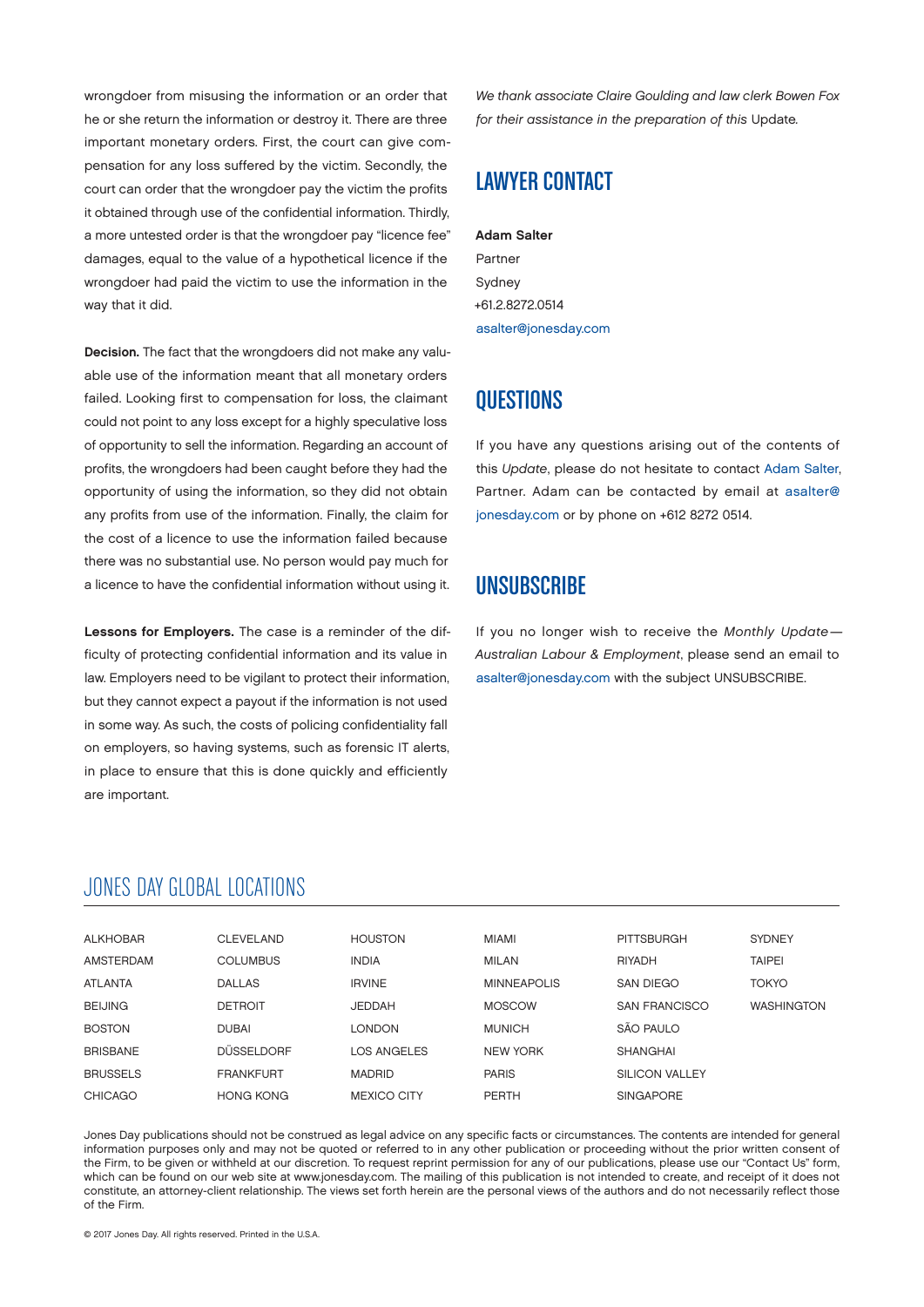wrongdoer from misusing the information or an order that he or she return the information or destroy it. There are three important monetary orders. First, the court can give compensation for any loss suffered by the victim. Secondly, the court can order that the wrongdoer pay the victim the profits it obtained through use of the confidential information. Thirdly, a more untested order is that the wrongdoer pay "licence fee" damages, equal to the value of a hypothetical licence if the wrongdoer had paid the victim to use the information in the way that it did.

**Decision.** The fact that the wrongdoers did not make any valuable use of the information meant that all monetary orders failed. Looking first to compensation for loss, the claimant could not point to any loss except for a highly speculative loss of opportunity to sell the information. Regarding an account of profits, the wrongdoers had been caught before they had the opportunity of using the information, so they did not obtain any profits from use of the information. Finally, the claim for the cost of a licence to use the information failed because there was no substantial use. No person would pay much for a licence to have the confidential information without using it.

**Lessons for Employers.** The case is a reminder of the difficulty of protecting confidential information and its value in law. Employers need to be vigilant to protect their information, but they cannot expect a payout if the information is not used in some way. As such, the costs of policing confidentiality fall on employers, so having systems, such as forensic IT alerts, in place to ensure that this is done quickly and efficiently are important.

*We thank associate Claire Goulding and law clerk Bowen Fox for their assistance in the preparation of this* Update.

## LAWYER CONTACT

**Adam Salter**
Partner
Sydney
+61.2.8272.0514
asalter@jonesday.com

## QUESTIONS

If you have any questions arising out of the contents of this *Update*, please do not hesitate to contact Adam Salter, Partner. Adam can be contacted by email at asalter@jonesday.com or by phone on +612 8272 0514.

## UNSUBSCRIBE

If you no longer wish to receive the *Monthly Update—Australian Labour & Employment*, please send an email to asalter@jonesday.com with the subject UNSUBSCRIBE.

## JONES DAY GLOBAL LOCATIONS

| | | | | | |
|---|---|---|---|---|---|
| ALKHOBAR | CLEVELAND | HOUSTON | MIAMI | PITTSBURGH | SYDNEY |
| AMSTERDAM | COLUMBUS | INDIA | MILAN | RIYADH | TAIPEI |
| ATLANTA | DALLAS | IRVINE | MINNEAPOLIS | SAN DIEGO | TOKYO |
| BEIJING | DETROIT | JEDDAH | MOSCOW | SAN FRANCISCO | WASHINGTON |
| BOSTON | DUBAI | LONDON | MUNICH | SÃO PAULO | |
| BRISBANE | DÜSSELDORF | LOS ANGELES | NEW YORK | SHANGHAI | |
| BRUSSELS | FRANKFURT | MADRID | PARIS | SILICON VALLEY | |
| CHICAGO | HONG KONG | MEXICO CITY | PERTH | SINGAPORE | |

Jones Day publications should not be construed as legal advice on any specific facts or circumstances. The contents are intended for general information purposes only and may not be quoted or referred to in any other publication or proceeding without the prior written consent of the Firm, to be given or withheld at our discretion. To request reprint permission for any of our publications, please use our "Contact Us" form, which can be found on our web site at www.jonesday.com. The mailing of this publication is not intended to create, and receipt of it does not constitute, an attorney-client relationship. The views set forth herein are the personal views of the authors and do not necessarily reflect those of the Firm.

© 2017 Jones Day. All rights reserved. Printed in the U.S.A.